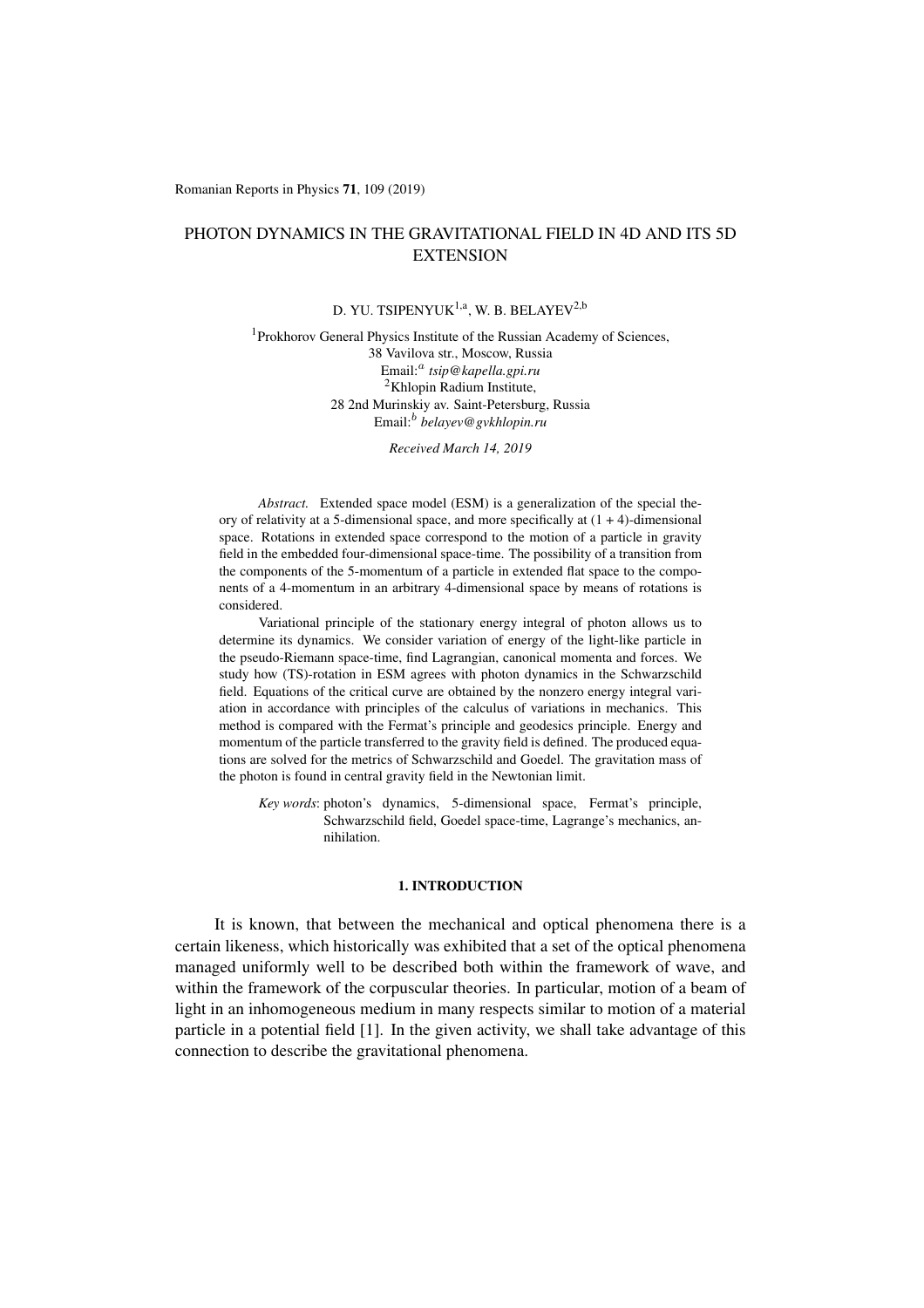# PHOTON DYNAMICS IN THE GRAVITATIONAL FIELD IN 4D AND ITS 5D EXTENSION

D. YU. TSIPENYUK[1,a], W. B. BELAYEV[2,b]

[1]Prokhorov General Physics Institute of the Russian Academy of Sciences,
38 Vavilova str., Moscow, Russia
Email:[a] *tsip@kapella.gpi.ru*
[2]Khlopin Radium Institute,
28 2nd Murinskiy av. Saint-Petersburg, Russia
Email:[b] *belayev@gvkhlopin.ru*

*Received March 14, 2019*

*Abstract.* Extended space model (ESM) is a generalization of the special theory of relativity at a 5-dimensional space, and more specifically at (1 + 4)-dimensional space. Rotations in extended space correspond to the motion of a particle in gravity field in the embedded four-dimensional space-time. The possibility of a transition from the components of the 5-momentum of a particle in extended flat space to the components of a 4-momentum in an arbitrary 4-dimensional space by means of rotations is considered.

Variational principle of the stationary energy integral of photon allows us to determine its dynamics. We consider variation of energy of the light-like particle in the pseudo-Riemann space-time, find Lagrangian, canonical momenta and forces. We study how (TS)-rotation in ESM agrees with photon dynamics in the Schwarzschild field. Equations of the critical curve are obtained by the nonzero energy integral variation in accordance with principles of the calculus of variations in mechanics. This method is compared with the Fermat's principle and geodesics principle. Energy and momentum of the particle transferred to the gravity field is defined. The produced equations are solved for the metrics of Schwarzschild and Goedel. The gravitation mass of the photon is found in central gravity field in the Newtonian limit.

*Key words*: photon's dynamics, 5-dimensional space, Fermat's principle, Schwarzschild field, Goedel space-time, Lagrange's mechanics, annihilation.

## 1. INTRODUCTION

It is known, that between the mechanical and optical phenomena there is a certain likeness, which historically was exhibited that a set of the optical phenomena managed uniformly well to be described both within the framework of wave, and within the framework of the corpuscular theories. In particular, motion of a beam of light in an inhomogeneous medium in many respects similar to motion of a material particle in a potential field [1]. In the given activity, we shall take advantage of this connection to describe the gravitational phenomena.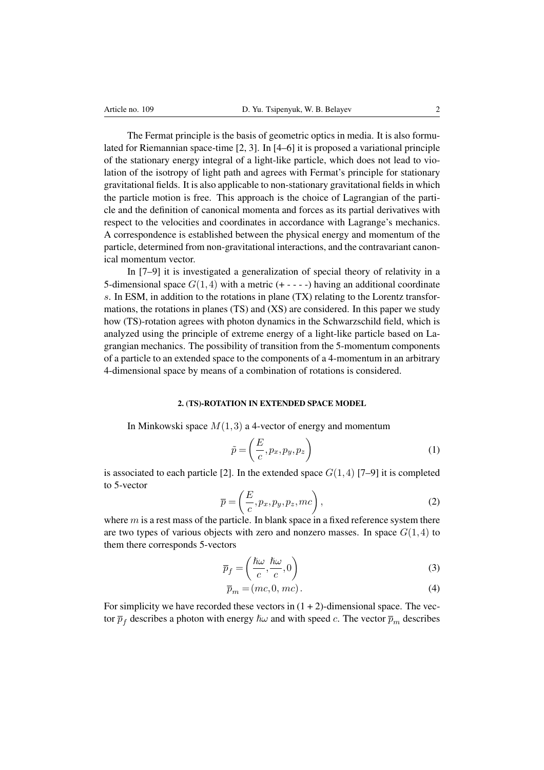The Fermat principle is the basis of geometric optics in media. It is also formulated for Riemannian space-time [2, 3]. In [4–6] it is proposed a variational principle of the stationary energy integral of a light-like particle, which does not lead to violation of the isotropy of light path and agrees with Fermat's principle for stationary gravitational fields. It is also applicable to non-stationary gravitational fields in which the particle motion is free. This approach is the choice of Lagrangian of the particle and the definition of canonical momenta and forces as its partial derivatives with respect to the velocities and coordinates in accordance with Lagrange's mechanics. A correspondence is established between the physical energy and momentum of the particle, determined from non-gravitational interactions, and the contravariant canonical momentum vector.

In [7–9] it is investigated a generalization of special theory of relativity in a 5-dimensional space $G(1,4)$ with a metric (+ - - - -) having an additional coordinate $s$. In ESM, in addition to the rotations in plane (TX) relating to the Lorentz transformations, the rotations in planes (TS) and (XS) are considered. In this paper we study how (TS)-rotation agrees with photon dynamics in the Schwarzschild field, which is analyzed using the principle of extreme energy of a light-like particle based on Lagrangian mechanics. The possibility of transition from the 5-momentum components of a particle to an extended space to the components of a 4-momentum in an arbitrary 4-dimensional space by means of a combination of rotations is considered.

## 2. (TS)-ROTATION IN EXTENDED SPACE MODEL

In Minkowski space $M(1,3)$ a 4-vector of energy and momentum

$$\tilde{p} = \left( \frac{E}{c}, p_x, p_y, p_z \right) \tag{1}$$

is associated to each particle [2]. In the extended space $G(1,4)$ [7–9] it is completed to 5-vector

$$\overline{p} = \left( \frac{E}{c}, p_x, p_y, p_z, mc \right), \tag{2}$$

where $m$ is a rest mass of the particle. In blank space in a fixed reference system there are two types of various objects with zero and nonzero masses. In space $G(1,4)$ to them there corresponds 5-vectors

$$\overline{p}_f = \left( \frac{\hbar\omega}{c}, \frac{\hbar\omega}{c}, 0 \right) \tag{3}$$

$$\overline{p}_m = (mc, 0, mc). \tag{4}$$

For simplicity we have recorded these vectors in (1 + 2)-dimensional space. The vector $\overline{p}_f$ describes a photon with energy $\hbar\omega$ and with speed $c$. The vector $\overline{p}_m$ describes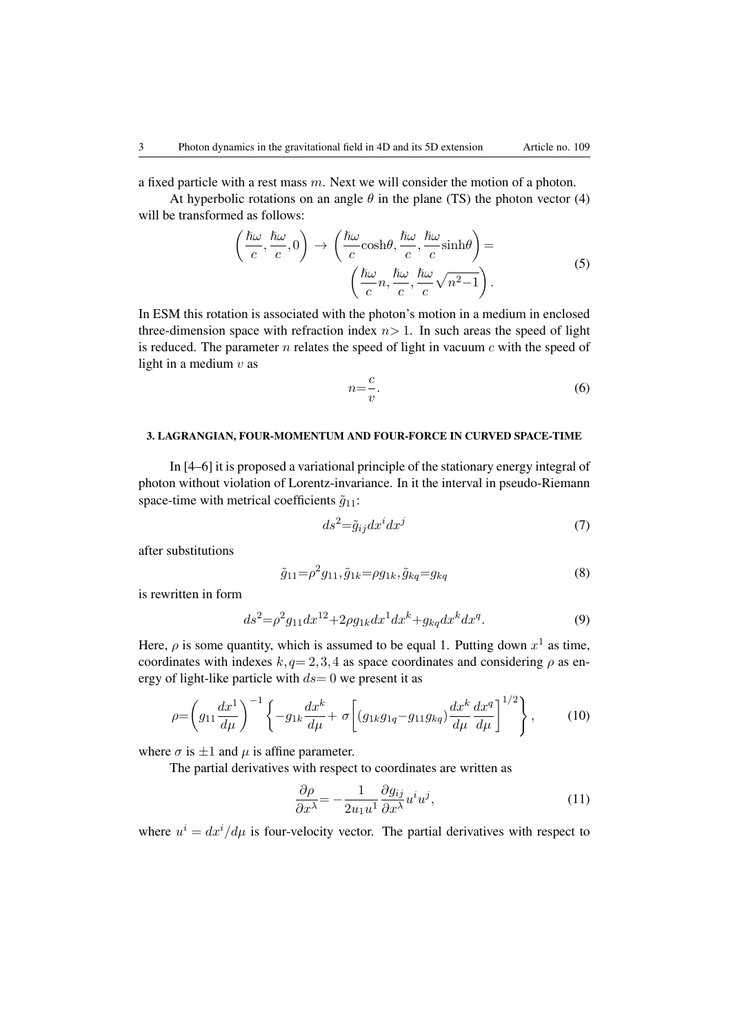a fixed particle with a rest mass $m$. Next we will consider the motion of a photon.

At hyperbolic rotations on an angle $\theta$ in the plane (TS) the photon vector (4) will be transformed as follows:

$$\left(\frac{\hbar\omega}{c}, \frac{\hbar\omega}{c}, 0\right) \rightarrow \left(\frac{\hbar\omega}{c}\cosh\theta, \frac{\hbar\omega}{c}, \frac{\hbar\omega}{c}\sinh\theta\right) = \left(\frac{\hbar\omega}{c}n, \frac{\hbar\omega}{c}, \frac{\hbar\omega}{c}\sqrt{n^2-1}\right). \tag{5}$$

In ESM this rotation is associated with the photon's motion in a medium in enclosed three-dimension space with refraction index $n > 1$. In such areas the speed of light is reduced. The parameter $n$ relates the speed of light in vacuum $c$ with the speed of light in a medium $v$ as

$$n = \frac{c}{v}. \tag{6}$$

## 3. LAGRANGIAN, FOUR-MOMENTUM AND FOUR-FORCE IN CURVED SPACE-TIME

In [4–6] it is proposed a variational principle of the stationary energy integral of photon without violation of Lorentz-invariance. In it the interval in pseudo-Riemann space-time with metrical coefficients $\tilde{g}_{11}$:

$$ds^2 = \tilde{g}_{ij} dx^i dx^j \tag{7}$$

after substitutions

$$\tilde{g}_{11} = \rho^2 g_{11}, \tilde{g}_{1k} = \rho g_{1k}, \tilde{g}_{kq} = g_{kq} \tag{8}$$

is rewritten in form

$$ds^2 = \rho^2 g_{11} dx^{12} + 2\rho g_{1k} dx^1 dx^k + g_{kq} dx^k dx^q. \tag{9}$$

Here, $\rho$ is some quantity, which is assumed to be equal 1. Putting down $x^1$ as time, coordinates with indexes $k, q = 2, 3, 4$ as space coordinates and considering $\rho$ as energy of light-like particle with $ds = 0$ we present it as

$$\rho = \left(g_{11}\frac{dx^1}{d\mu}\right)^{-1} \left\{ -g_{1k}\frac{dx^k}{d\mu} + \sigma\left[(g_{1k}g_{1q} - g_{11}g_{kq})\frac{dx^k}{d\mu}\frac{dx^q}{d\mu}\right]^{1/2} \right\}, \tag{10}$$

where $\sigma$ is $\pm 1$ and $\mu$ is affine parameter.

The partial derivatives with respect to coordinates are written as

$$\frac{\partial \rho}{\partial x^\lambda} = -\frac{1}{2u_1 u^1}\frac{\partial g_{ij}}{\partial x^\lambda} u^i u^j, \tag{11}$$

where $u^i = dx^i/d\mu$ is four-velocity vector. The partial derivatives with respect to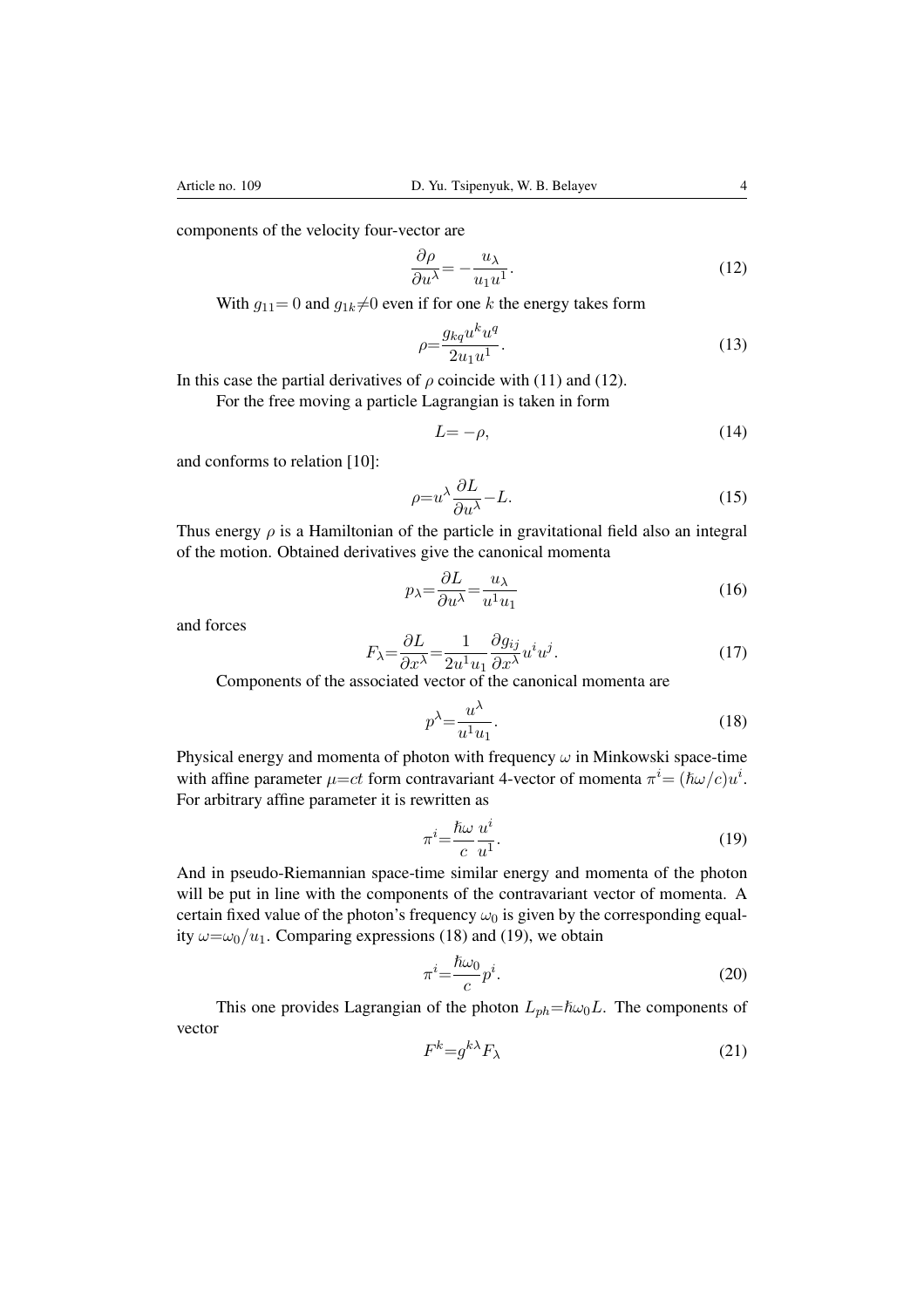components of the velocity four-vector are

$$\frac{\partial \rho}{\partial u^{\lambda}} = -\frac{u_{\lambda}}{u_1 u^1}. \tag{12}$$

With $g_{11} = 0$ and $g_{1k} \neq 0$ even if for one $k$ the energy takes form

$$\rho = \frac{g_{kq} u^k u^q}{2 u_1 u^1}. \tag{13}$$

In this case the partial derivatives of $\rho$ coincide with (11) and (12).

For the free moving a particle Lagrangian is taken in form

$$L = -\rho, \tag{14}$$

and conforms to relation [10]:

$$\rho = u^{\lambda} \frac{\partial L}{\partial u^{\lambda}} - L. \tag{15}$$

Thus energy $\rho$ is a Hamiltonian of the particle in gravitational field also an integral of the motion. Obtained derivatives give the canonical momenta

$$p_{\lambda} = \frac{\partial L}{\partial u^{\lambda}} = \frac{u_{\lambda}}{u^1 u_1} \tag{16}$$

and forces

$$F_{\lambda} = \frac{\partial L}{\partial x^{\lambda}} = \frac{1}{2 u^1 u_1} \frac{\partial g_{ij}}{\partial x^{\lambda}} u^i u^j. \tag{17}$$

Components of the associated vector of the canonical momenta are

$$p^{\lambda} = \frac{u^{\lambda}}{u^1 u_1}. \tag{18}$$

Physical energy and momenta of photon with frequency $\omega$ in Minkowski space-time with affine parameter $\mu = ct$ form contravariant 4-vector of momenta $\pi^i = (\hbar\omega/c) u^i$. For arbitrary affine parameter it is rewritten as

$$\pi^i = \frac{\hbar\omega}{c} \frac{u^i}{u^1}. \tag{19}$$

And in pseudo-Riemannian space-time similar energy and momenta of the photon will be put in line with the components of the contravariant vector of momenta. A certain fixed value of the photon's frequency $\omega_0$ is given by the corresponding equality $\omega = \omega_0 / u_1$. Comparing expressions (18) and (19), we obtain

$$\pi^i = \frac{\hbar\omega_0}{c} p^i. \tag{20}$$

This one provides Lagrangian of the photon $L_{ph} = \hbar\omega_0 L$. The components of vector

$$F^k = g^{k\lambda} F_{\lambda} \tag{21}$$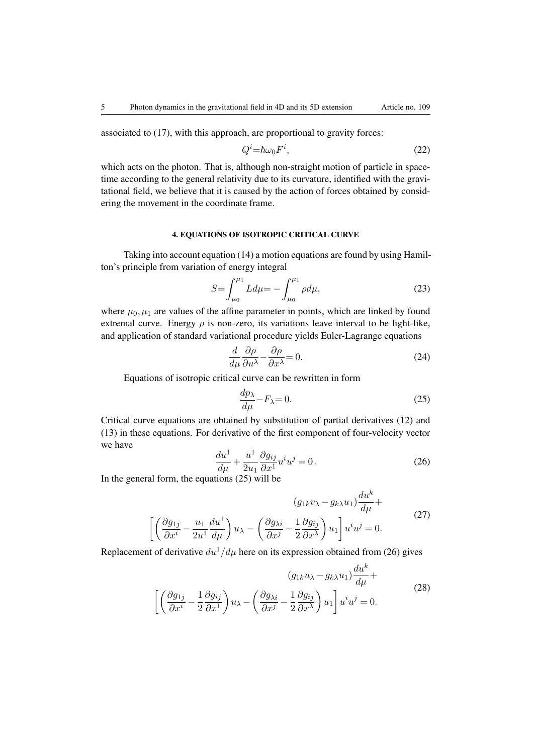associated to (17), with this approach, are proportional to gravity forces:

$$Q^i = \hbar\omega_0 F^i, \tag{22}$$

which acts on the photon. That is, although non-straight motion of particle in space-time according to the general relativity due to its curvature, identified with the gravitational field, we believe that it is caused by the action of forces obtained by considering the movement in the coordinate frame.

#### 4. EQUATIONS OF ISOTROPIC CRITICAL CURVE

Taking into account equation (14) a motion equations are found by using Hamilton's principle from variation of energy integral

$$S = \int_{\mu_0}^{\mu_1} L d\mu = -\int_{\mu_0}^{\mu_1} \rho d\mu, \tag{23}$$

where $\mu_0, \mu_1$ are values of the affine parameter in points, which are linked by found extremal curve. Energy $\rho$ is non-zero, its variations leave interval to be light-like, and application of standard variational procedure yields Euler-Lagrange equations

$$\frac{d}{d\mu}\frac{\partial \rho}{\partial u^\lambda} - \frac{\partial \rho}{\partial x^\lambda} = 0. \tag{24}$$

Equations of isotropic critical curve can be rewritten in form

$$\frac{dp_\lambda}{d\mu} - F_\lambda = 0. \tag{25}$$

Critical curve equations are obtained by substitution of partial derivatives (12) and (13) in these equations. For derivative of the first component of four-velocity vector we have

$$\frac{du^1}{d\mu} + \frac{u^1}{2u_1}\frac{\partial g_{ij}}{\partial x^1} u^i u^j = 0\,. \tag{26}$$

In the general form, the equations (25) will be

$$\begin{gathered}(g_{1k}v_\lambda - g_{k\lambda}u_1)\frac{du^k}{d\mu} + \\ \left[\left(\frac{\partial g_{1j}}{\partial x^i} - \frac{u_1}{2u^1}\frac{du^1}{d\mu}\right)u_\lambda - \left(\frac{\partial g_{\lambda i}}{\partial x^j} - \frac{1}{2}\frac{\partial g_{ij}}{\partial x^\lambda}\right)u_1\right]u^i u^j = 0.\end{gathered} \tag{27}$$

Replacement of derivative $du^1/d\mu$ here on its expression obtained from (26) gives

$$\begin{gathered}(g_{1k}u_\lambda - g_{k\lambda}u_1)\frac{du^k}{d\mu} + \\ \left[\left(\frac{\partial g_{1j}}{\partial x^i} - \frac{1}{2}\frac{\partial g_{ij}}{\partial x^1}\right)u_\lambda - \left(\frac{\partial g_{\lambda i}}{\partial x^j} - \frac{1}{2}\frac{\partial g_{ij}}{\partial x^\lambda}\right)u_1\right]u^i u^j = 0.\end{gathered} \tag{28}$$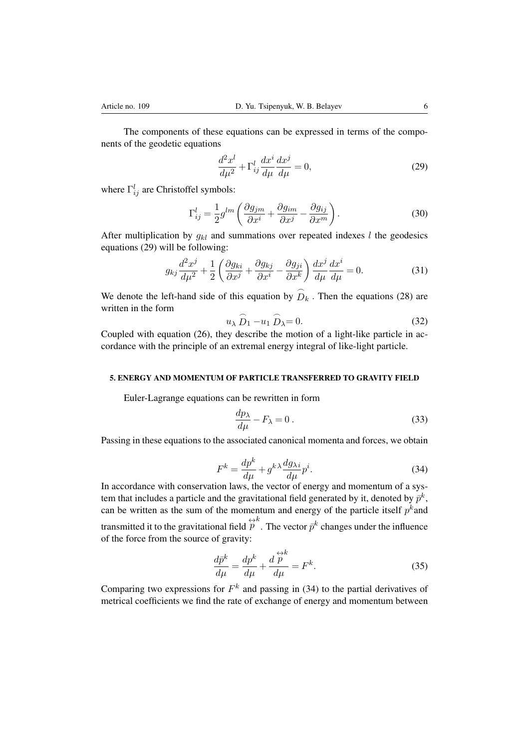The components of these equations can be expressed in terms of the components of the geodetic equations

$$\frac{d^2 x^l}{d\mu^2} + \Gamma^l_{ij} \frac{dx^i}{d\mu} \frac{dx^j}{d\mu} = 0, \tag{29}$$

where $\Gamma^l_{ij}$ are Christoffel symbols:

$$\Gamma^l_{ij} = \frac{1}{2} g^{lm} \left( \frac{\partial g_{jm}}{\partial x^i} + \frac{\partial g_{im}}{\partial x^j} - \frac{\partial g_{ij}}{\partial x^m} \right). \tag{30}$$

After multiplication by $g_{kl}$ and summations over repeated indexes $l$ the geodesics equations (29) will be following:

$$g_{kj} \frac{d^2 x^j}{d\mu^2} + \frac{1}{2} \left( \frac{\partial g_{ki}}{\partial x^j} + \frac{\partial g_{kj}}{\partial x^i} - \frac{\partial g_{ji}}{\partial x^k} \right) \frac{dx^j}{d\mu} \frac{dx^i}{d\mu} = 0. \tag{31}$$

We denote the left-hand side of this equation by $\widehat{D}_k$ . Then the equations (28) are written in the form

$$u_\lambda \widehat{D}_1 - u_1 \widehat{D}_\lambda = 0. \tag{32}$$

Coupled with equation (26), they describe the motion of a light-like particle in accordance with the principle of an extremal energy integral of like-light particle.

## 5. ENERGY AND MOMENTUM OF PARTICLE TRANSFERRED TO GRAVITY FIELD

Euler-Lagrange equations can be rewritten in form

$$\frac{dp_\lambda}{d\mu} - F_\lambda = 0\,. \tag{33}$$

Passing in these equations to the associated canonical momenta and forces, we obtain

$$F^k = \frac{dp^k}{d\mu} + g^{k\lambda} \frac{dg_{\lambda i}}{d\mu} p^i. \tag{34}$$

In accordance with conservation laws, the vector of energy and momentum of a system that includes a particle and the gravitational field generated by it, denoted by $\bar{p}^k$, can be written as the sum of the momentum and energy of the particle itself $p^k$and transmitted it to the gravitational field $\overset{\leftrightarrow}{p}^k$. The vector $\bar{p}^k$ changes under the influence of the force from the source of gravity:

$$\frac{d\bar{p}^k}{d\mu} = \frac{dp^k}{d\mu} + \frac{d\overset{\leftrightarrow}{p}^k}{d\mu} = F^k. \tag{35}$$

Comparing two expressions for $F^k$ and passing in (34) to the partial derivatives of metrical coefficients we find the rate of exchange of energy and momentum between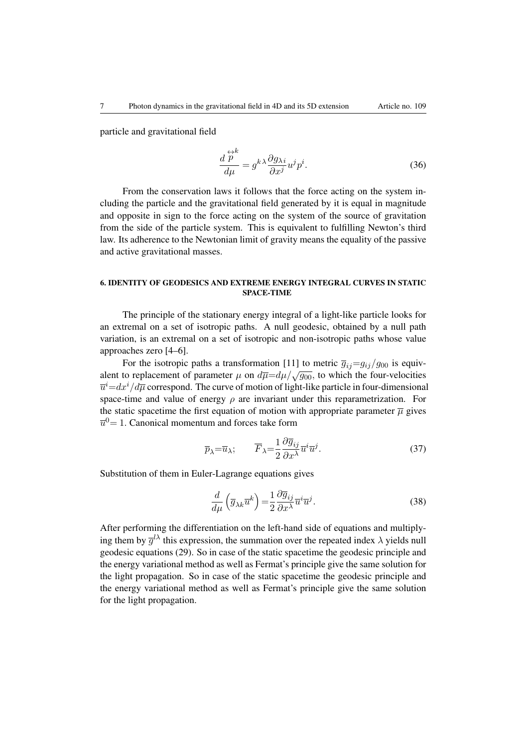particle and gravitational field

$$\frac{d\overset{\leftrightarrow}{p}^{k}}{d\mu}=g^{k\lambda}\frac{\partial g_{\lambda i}}{\partial x^{j}}u^{j}p^{i}. \tag{36}$$

From the conservation laws it follows that the force acting on the system including the particle and the gravitational field generated by it is equal in magnitude and opposite in sign to the force acting on the system of the source of gravitation from the side of the particle system. This is equivalent to fulfilling Newton's third law. Its adherence to the Newtonian limit of gravity means the equality of the passive and active gravitational masses.

## 6. IDENTITY OF GEODESICS AND EXTREME ENERGY INTEGRAL CURVES IN STATIC SPACE-TIME

The principle of the stationary energy integral of a light-like particle looks for an extremal on a set of isotropic paths. A null geodesic, obtained by a null path variation, is an extremal on a set of isotropic and non-isotropic paths whose value approaches zero [4–6].

For the isotropic paths a transformation [11] to metric $\overline{g}_{ij}{=}g_{ij}/g_{00}$ is equivalent to replacement of parameter $\mu$ on $d\overline{\mu}{=}d\mu/\sqrt{g_{00}}$, to which the four-velocities $\overline{u}^{i}{=}dx^{i}/d\overline{\mu}$ correspond. The curve of motion of light-like particle in four-dimensional space-time and value of energy $\rho$ are invariant under this reparametrization. For the static spacetime the first equation of motion with appropriate parameter $\overline{\mu}$ gives $\overline{u}^{0}{=}\,1$. Canonical momentum and forces take form

$$\overline{p}_{\lambda}{=}\overline{u}_{\lambda}; \qquad \overline{F}_{\lambda}{=}\frac{1}{2}\frac{\partial\overline{g}_{ij}}{\partial x^{\lambda}}\overline{u}^{i}\overline{u}^{j}. \tag{37}$$

Substitution of them in Euler-Lagrange equations gives

$$\frac{d}{d\mu}\left(\overline{g}_{\lambda k}\overline{u}^{k}\right){=}\frac{1}{2}\frac{\partial\overline{g}_{ij}}{\partial x^{\lambda}}\overline{u}^{i}\overline{u}^{j}. \tag{38}$$

After performing the differentiation on the left-hand side of equations and multiplying them by $\overline{g}^{l\lambda}$ this expression, the summation over the repeated index $\lambda$ yields null geodesic equations (29). So in case of the static spacetime the geodesic principle and the energy variational method as well as Fermat's principle give the same solution for the light propagation. So in case of the static spacetime the geodesic principle and the energy variational method as well as Fermat's principle give the same solution for the light propagation.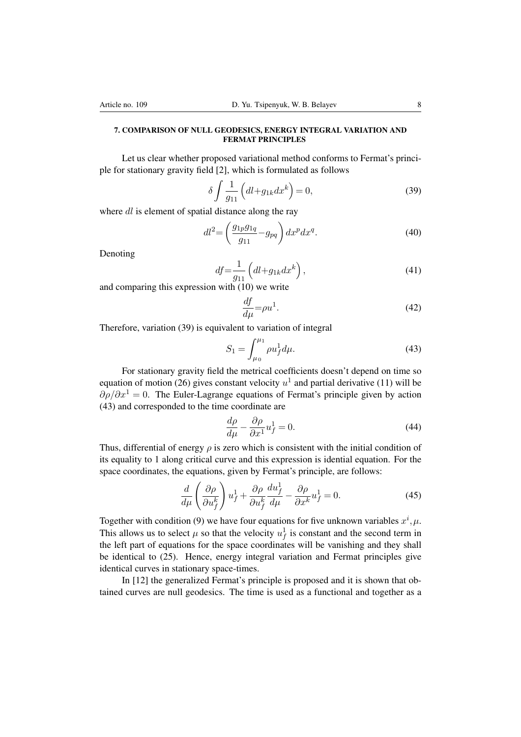## 7. COMPARISON OF NULL GEODESICS, ENERGY INTEGRAL VARIATION AND FERMAT PRINCIPLES

Let us clear whether proposed variational method conforms to Fermat's principle for stationary gravity field [2], which is formulated as follows

$$\delta \int \frac{1}{g_{11}} \left( dl + g_{1k} dx^k \right) = 0, \tag{39}$$

where $dl$ is element of spatial distance along the ray

$$dl^2 = \left( \frac{g_{1p} g_{1q}}{g_{11}} - g_{pq} \right) dx^p dx^q. \tag{40}$$

Denoting

$$df = \frac{1}{g_{11}} \left( dl + g_{1k} dx^k \right), \tag{41}$$

and comparing this expression with (10) we write

$$\frac{df}{d\mu} = \rho u^1. \tag{42}$$

Therefore, variation (39) is equivalent to variation of integral

$$S_1 = \int_{\mu_0}^{\mu_1} \rho u_f^1 d\mu. \tag{43}$$

For stationary gravity field the metrical coefficients doesn't depend on time so equation of motion (26) gives constant velocity $u^1$ and partial derivative (11) will be $\partial \rho / \partial x^1 = 0$. The Euler-Lagrange equations of Fermat's principle given by action (43) and corresponded to the time coordinate are

$$\frac{d\rho}{d\mu} - \frac{\partial \rho}{\partial x^1} u_f^1 = 0. \tag{44}$$

Thus, differential of energy $\rho$ is zero which is consistent with the initial condition of its equality to 1 along critical curve and this expression is idential equation. For the space coordinates, the equations, given by Fermat's principle, are follows:

$$\frac{d}{d\mu} \left( \frac{\partial \rho}{\partial u_f^k} \right) u_f^1 + \frac{\partial \rho}{\partial u_f^k} \frac{du_f^1}{d\mu} - \frac{\partial \rho}{\partial x^k} u_f^1 = 0. \tag{45}$$

Together with condition (9) we have four equations for five unknown variables $x^i, \mu$. This allows us to select $\mu$ so that the velocity $u_f^1$ is constant and the second term in the left part of equations for the space coordinates will be vanishing and they shall be identical to (25). Hence, energy integral variation and Fermat principles give identical curves in stationary space-times.

In [12] the generalized Fermat's principle is proposed and it is shown that obtained curves are null geodesics. The time is used as a functional and together as a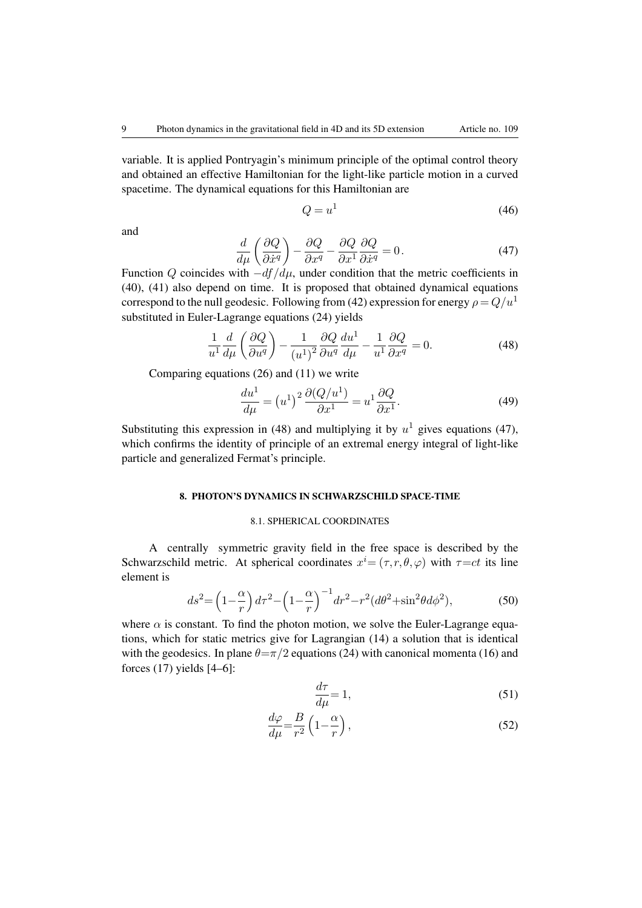variable. It is applied Pontryagin's minimum principle of the optimal control theory and obtained an effective Hamiltonian for the light-like particle motion in a curved spacetime. The dynamical equations for this Hamiltonian are

$$Q = u^1 \tag{46}$$

and

$$\frac{d}{d\mu}\left(\frac{\partial Q}{\partial \dot{x}^q}\right) - \frac{\partial Q}{\partial x^q} - \frac{\partial Q}{\partial x^1}\frac{\partial Q}{\partial \dot{x}^q} = 0\,. \tag{47}$$

Function $Q$ coincides with $-df/d\mu$, under condition that the metric coefficients in (40), (41) also depend on time. It is proposed that obtained dynamical equations correspond to the null geodesic. Following from (42) expression for energy $\rho = Q/u^1$ substituted in Euler-Lagrange equations (24) yields

$$\frac{1}{u^1}\frac{d}{d\mu}\left(\frac{\partial Q}{\partial u^q}\right) - \frac{1}{\left(u^1\right)^2}\frac{\partial Q}{\partial u^q}\frac{du^1}{d\mu} - \frac{1}{u^1}\frac{\partial Q}{\partial x^q} = 0. \tag{48}$$

Comparing equations (26) and (11) we write

$$\frac{du^1}{d\mu} = \left(u^1\right)^2 \frac{\partial (Q/u^1)}{\partial x^1} = u^1 \frac{\partial Q}{\partial x^1}. \tag{49}$$

Substituting this expression in (48) and multiplying it by $u^1$ gives equations (47), which confirms the identity of principle of an extremal energy integral of light-like particle and generalized Fermat's principle.

## 8. PHOTON'S DYNAMICS IN SCHWARZSCHILD SPACE-TIME

### 8.1. SPHERICAL COORDINATES

A centrally symmetric gravity field in the free space is described by the Schwarzschild metric. At spherical coordinates $x^i = (\tau, r, \theta, \varphi)$ with $\tau = ct$ its line element is

$$ds^2 = \left(1 - \frac{\alpha}{r}\right)d\tau^2 - \left(1 - \frac{\alpha}{r}\right)^{-1}dr^2 - r^2(d\theta^2 + \sin^2\theta d\phi^2), \tag{50}$$

where $\alpha$ is constant. To find the photon motion, we solve the Euler-Lagrange equations, which for static metrics give for Lagrangian (14) a solution that is identical with the geodesics. In plane $\theta = \pi/2$ equations (24) with canonical momenta (16) and forces (17) yields [4–6]:

$$\frac{d\tau}{d\mu} = 1, \tag{51}$$

$$\frac{d\varphi}{d\mu} = \frac{B}{r^2}\left(1 - \frac{\alpha}{r}\right), \tag{52}$$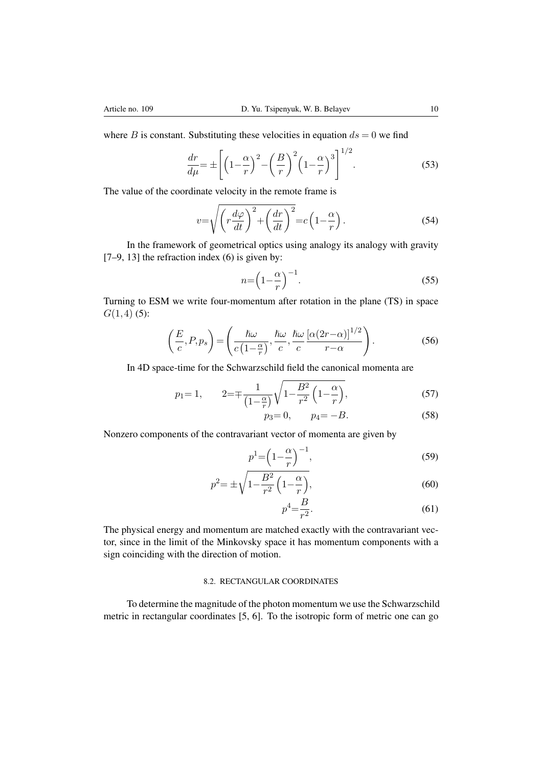where $B$ is constant. Substituting these velocities in equation $ds = 0$ we find

$$\frac{dr}{d\mu} = \pm\left[\left(1-\frac{\alpha}{r}\right)^2 - \left(\frac{B}{r}\right)^2\left(1-\frac{\alpha}{r}\right)^3\right]^{1/2}. \tag{53}$$

The value of the coordinate velocity in the remote frame is

$$v = \sqrt{\left(r\frac{d\varphi}{dt}\right)^2 + \left(\frac{dr}{dt}\right)^2} = c\left(1-\frac{\alpha}{r}\right). \tag{54}$$

In the framework of geometrical optics using analogy its analogy with gravity [7–9, 13] the refraction index (6) is given by:

$$n = \left(1-\frac{\alpha}{r}\right)^{-1}. \tag{55}$$

Turning to ESM we write four-momentum after rotation in the plane (TS) in space $G(1,4)$ (5):

$$\left(\frac{E}{c}, P, p_s\right) = \left(\frac{\hbar\omega}{c\left(1-\frac{\alpha}{r}\right)}, \frac{\hbar\omega}{c}, \frac{\hbar\omega}{c}\frac{\left[\alpha(2r-\alpha)\right]^{1/2}}{r-\alpha}\right). \tag{56}$$

In 4D space-time for the Schwarzschild field the canonical momenta are

$$p_1 = 1, \qquad 2 = \mp\frac{1}{\left(1-\frac{\alpha}{r}\right)}\sqrt{1-\frac{B^2}{r^2}\left(1-\frac{\alpha}{r}\right)}, \tag{57}$$

$$p_3 = 0, \qquad p_4 = -B. \tag{58}$$

Nonzero components of the contravariant vector of momenta are given by

$$p^1 = \left(1-\frac{\alpha}{r}\right)^{-1}, \tag{59}$$

$$p^2 = \pm\sqrt{1-\frac{B^2}{r^2}\left(1-\frac{\alpha}{r}\right)}, \tag{60}$$

$$p^4 = \frac{B}{r^2}. \tag{61}$$

The physical energy and momentum are matched exactly with the contravariant vector, since in the limit of the Minkovsky space it has momentum components with a sign coinciding with the direction of motion.

### 8.2. RECTANGULAR COORDINATES

To determine the magnitude of the photon momentum we use the Schwarzschild metric in rectangular coordinates [5, 6]. To the isotropic form of metric one can go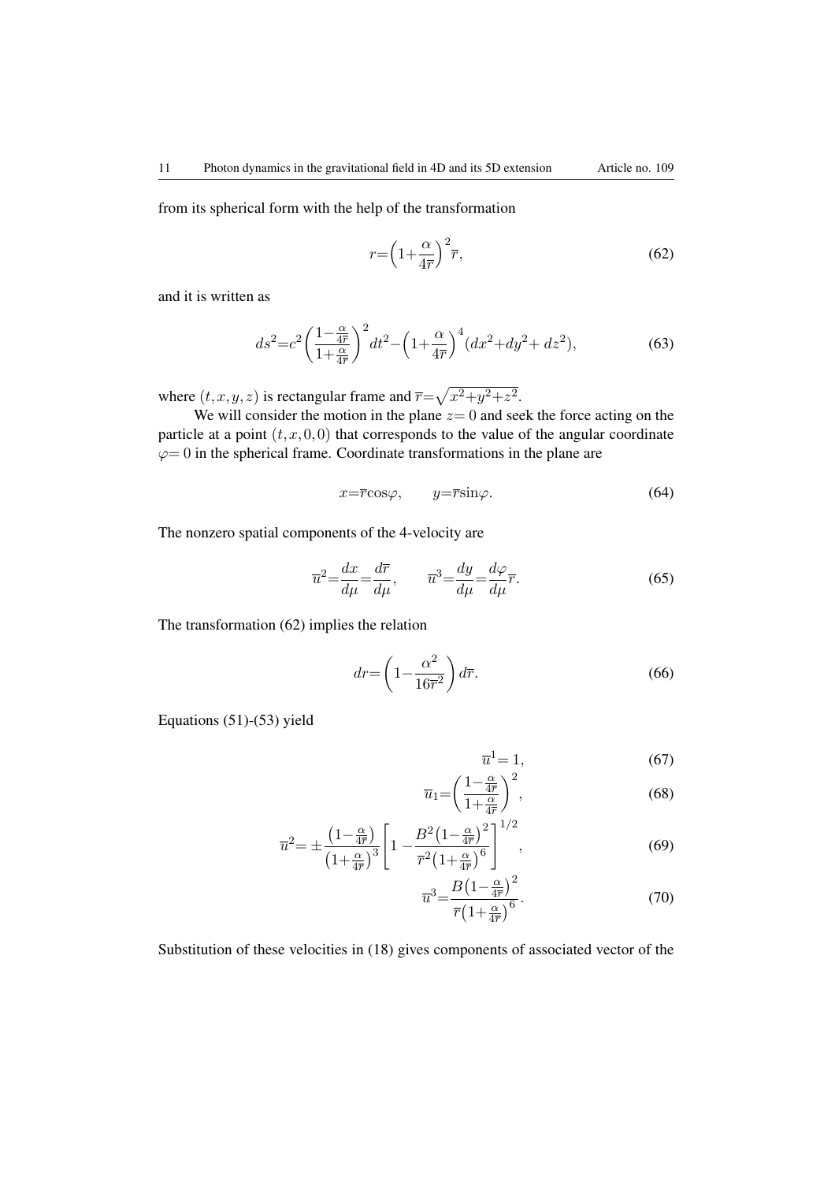from its spherical form with the help of the transformation

$$r=\Big(1+\frac{\alpha}{4\overline{r}}\Big)^2\overline{r}, \tag{62}$$

and it is written as

$$ds^2=c^2\left(\frac{1-\frac{\alpha}{4\overline{r}}}{1+\frac{\alpha}{4\overline{r}}}\right)^2dt^2-\Big(1+\frac{\alpha}{4\overline{r}}\Big)^4(dx^2+dy^2+dz^2), \tag{63}$$

where $(t,x,y,z)$ is rectangular frame and $\overline{r}=\sqrt{x^2+y^2+z^2}$.

We will consider the motion in the plane $z=0$ and seek the force acting on the particle at a point $(t,x,0,0)$ that corresponds to the value of the angular coordinate $\varphi=0$ in the spherical frame. Coordinate transformations in the plane are

$$x=\overline{r}\cos\varphi, \qquad y=\overline{r}\sin\varphi. \tag{64}$$

The nonzero spatial components of the 4-velocity are

$$\overline{u}^2=\frac{dx}{d\mu}=\frac{d\overline{r}}{d\mu}, \qquad \overline{u}^3=\frac{dy}{d\mu}=\frac{d\varphi}{d\mu}\overline{r}. \tag{65}$$

The transformation (62) implies the relation

$$dr=\left(1-\frac{\alpha^2}{16\overline{r}^2}\right)d\overline{r}. \tag{66}$$

Equations (51)-(53) yield

$$\overline{u}^1=1, \tag{67}$$

$$\overline{u}_1=\left(\frac{1-\frac{\alpha}{4\overline{r}}}{1+\frac{\alpha}{4\overline{r}}}\right)^2, \tag{68}$$

$$\overline{u}^2=\pm\frac{\big(1-\frac{\alpha}{4\overline{r}}\big)}{\big(1+\frac{\alpha}{4\overline{r}}\big)^3}\left[1-\frac{B^2\big(1-\frac{\alpha}{4\overline{r}}\big)^2}{\overline{r}^2\big(1+\frac{\alpha}{4\overline{r}}\big)^6}\right]^{1/2}, \tag{69}$$

$$\overline{u}^3=\frac{B\big(1-\frac{\alpha}{4\overline{r}}\big)^2}{\overline{r}\big(1+\frac{\alpha}{4\overline{r}}\big)^6}. \tag{70}$$

Substitution of these velocities in (18) gives components of associated vector of the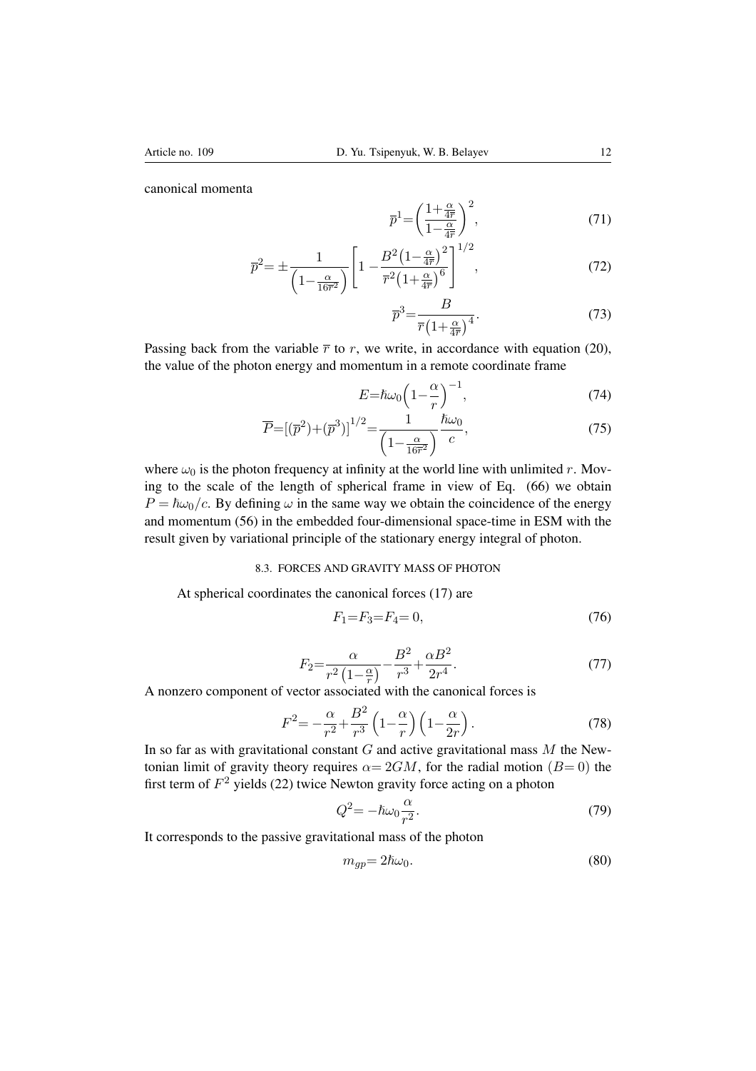canonical momenta

$$\overline{p}^1=\left(\frac{1+\frac{\alpha}{4\overline{r}}}{1-\frac{\alpha}{4\overline{r}}}\right)^2, \tag{71}$$

$$\overline{p}^2=\pm\frac{1}{\left(1-\frac{\alpha}{16\overline{r}^2}\right)}\left[1-\frac{B^2\left(1-\frac{\alpha}{4\overline{r}}\right)^2}{\overline{r}^2\left(1+\frac{\alpha}{4\overline{r}}\right)^6}\right]^{1/2}, \tag{72}$$

$$\overline{p}^3=\frac{B}{\overline{r}\left(1+\frac{\alpha}{4\overline{r}}\right)^4}. \tag{73}$$

Passing back from the variable $\overline{r}$ to $r$, we write, in accordance with equation (20), the value of the photon energy and momentum in a remote coordinate frame

$$E=\hbar\omega_0\left(1-\frac{\alpha}{r}\right)^{-1}, \tag{74}$$

$$\overline{P}=[(\overline{p}^2)+(\overline{p}^3)]^{1/2}=\frac{1}{\left(1-\frac{\alpha}{16\overline{r}^2}\right)}\frac{\hbar\omega_0}{c}, \tag{75}$$

where $\omega_0$ is the photon frequency at infinity at the world line with unlimited $r$. Moving to the scale of the length of spherical frame in view of Eq. (66) we obtain $P=\hbar\omega_0/c$. By defining $\omega$ in the same way we obtain the coincidence of the energy and momentum (56) in the embedded four-dimensional space-time in ESM with the result given by variational principle of the stationary energy integral of photon.

### 8.3. FORCES AND GRAVITY MASS OF PHOTON

At spherical coordinates the canonical forces (17) are

$$F_1=F_3=F_4=0, \tag{76}$$

$$F_2=\frac{\alpha}{r^2\left(1-\frac{\alpha}{r}\right)}-\frac{B^2}{r^3}+\frac{\alpha B^2}{2r^4}. \tag{77}$$

A nonzero component of vector associated with the canonical forces is

$$F^2=-\frac{\alpha}{r^2}+\frac{B^2}{r^3}\left(1-\frac{\alpha}{r}\right)\left(1-\frac{\alpha}{2r}\right). \tag{78}$$

In so far as with gravitational constant $G$ and active gravitational mass $M$ the Newtonian limit of gravity theory requires $\alpha=2GM$, for the radial motion ($B=0$) the first term of $F^2$ yields (22) twice Newton gravity force acting on a photon

$$Q^2=-\hbar\omega_0\frac{\alpha}{r^2}. \tag{79}$$

It corresponds to the passive gravitational mass of the photon

$$m_{gp}=2\hbar\omega_0. \tag{80}$$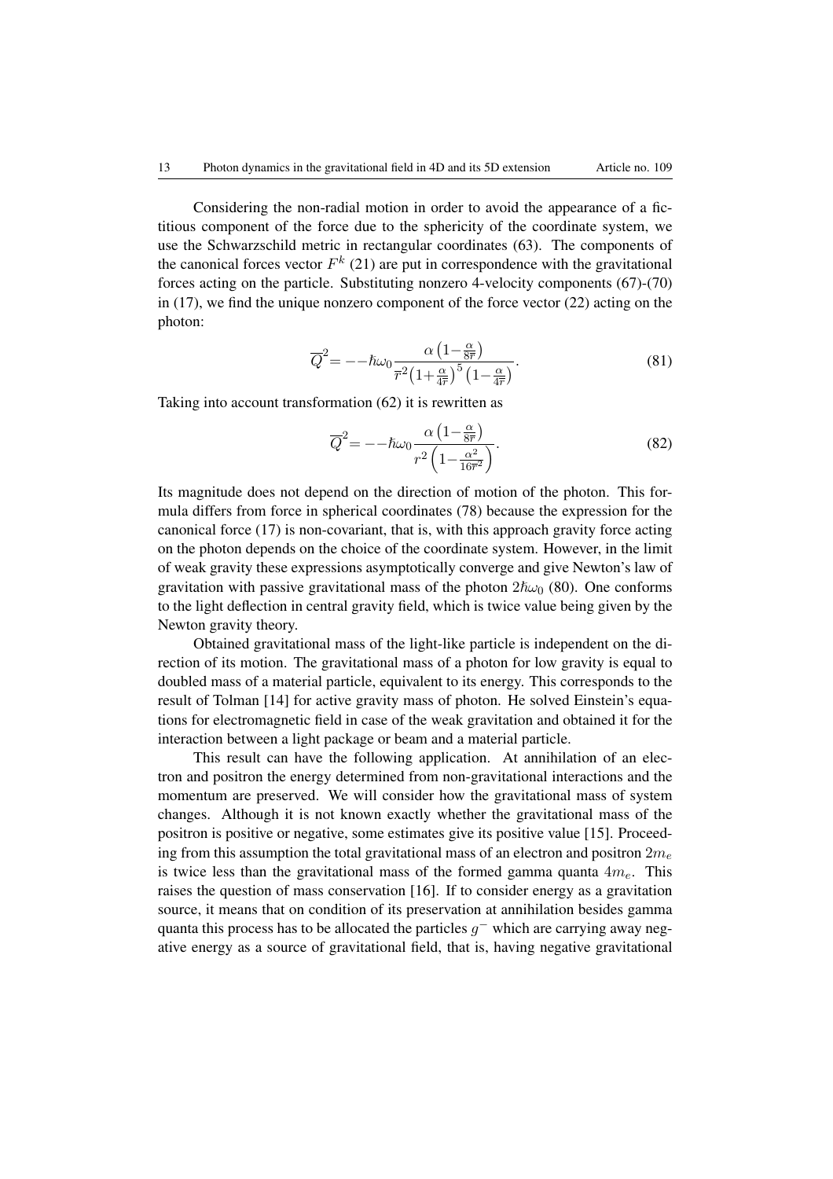Considering the non-radial motion in order to avoid the appearance of a fictitious component of the force due to the sphericity of the coordinate system, we use the Schwarzschild metric in rectangular coordinates (63). The components of the canonical forces vector $F^k$ (21) are put in correspondence with the gravitational forces acting on the particle. Substituting nonzero 4-velocity components (67)-(70) in (17), we find the unique nonzero component of the force vector (22) acting on the photon:

$$\overline{Q}^2 = --\hbar\omega_0 \frac{\alpha\left(1-\frac{\alpha}{8\overline{r}}\right)}{\overline{r}^2\left(1+\frac{\alpha}{4\overline{r}}\right)^5\left(1-\frac{\alpha}{4\overline{r}}\right)}. \tag{81}$$

Taking into account transformation (62) it is rewritten as

$$\overline{Q}^2 = --\hbar\omega_0 \frac{\alpha\left(1-\frac{\alpha}{8\overline{r}}\right)}{r^2\left(1-\frac{\alpha^2}{16\overline{r}^2}\right)}. \tag{82}$$

Its magnitude does not depend on the direction of motion of the photon. This formula differs from force in spherical coordinates (78) because the expression for the canonical force (17) is non-covariant, that is, with this approach gravity force acting on the photon depends on the choice of the coordinate system. However, in the limit of weak gravity these expressions asymptotically converge and give Newton's law of gravitation with passive gravitational mass of the photon $2\hbar\omega_0$ (80). One conforms to the light deflection in central gravity field, which is twice value being given by the Newton gravity theory.

Obtained gravitational mass of the light-like particle is independent on the direction of its motion. The gravitational mass of a photon for low gravity is equal to doubled mass of a material particle, equivalent to its energy. This corresponds to the result of Tolman [14] for active gravity mass of photon. He solved Einstein's equations for electromagnetic field in case of the weak gravitation and obtained it for the interaction between a light package or beam and a material particle.

This result can have the following application. At annihilation of an electron and positron the energy determined from non-gravitational interactions and the momentum are preserved. We will consider how the gravitational mass of system changes. Although it is not known exactly whether the gravitational mass of the positron is positive or negative, some estimates give its positive value [15]. Proceeding from this assumption the total gravitational mass of an electron and positron $2m_e$ is twice less than the gravitational mass of the formed gamma quanta $4m_e$. This raises the question of mass conservation [16]. If to consider energy as a gravitation source, it means that on condition of its preservation at annihilation besides gamma quanta this process has to be allocated the particles $g^-$ which are carrying away negative energy as a source of gravitational field, that is, having negative gravitational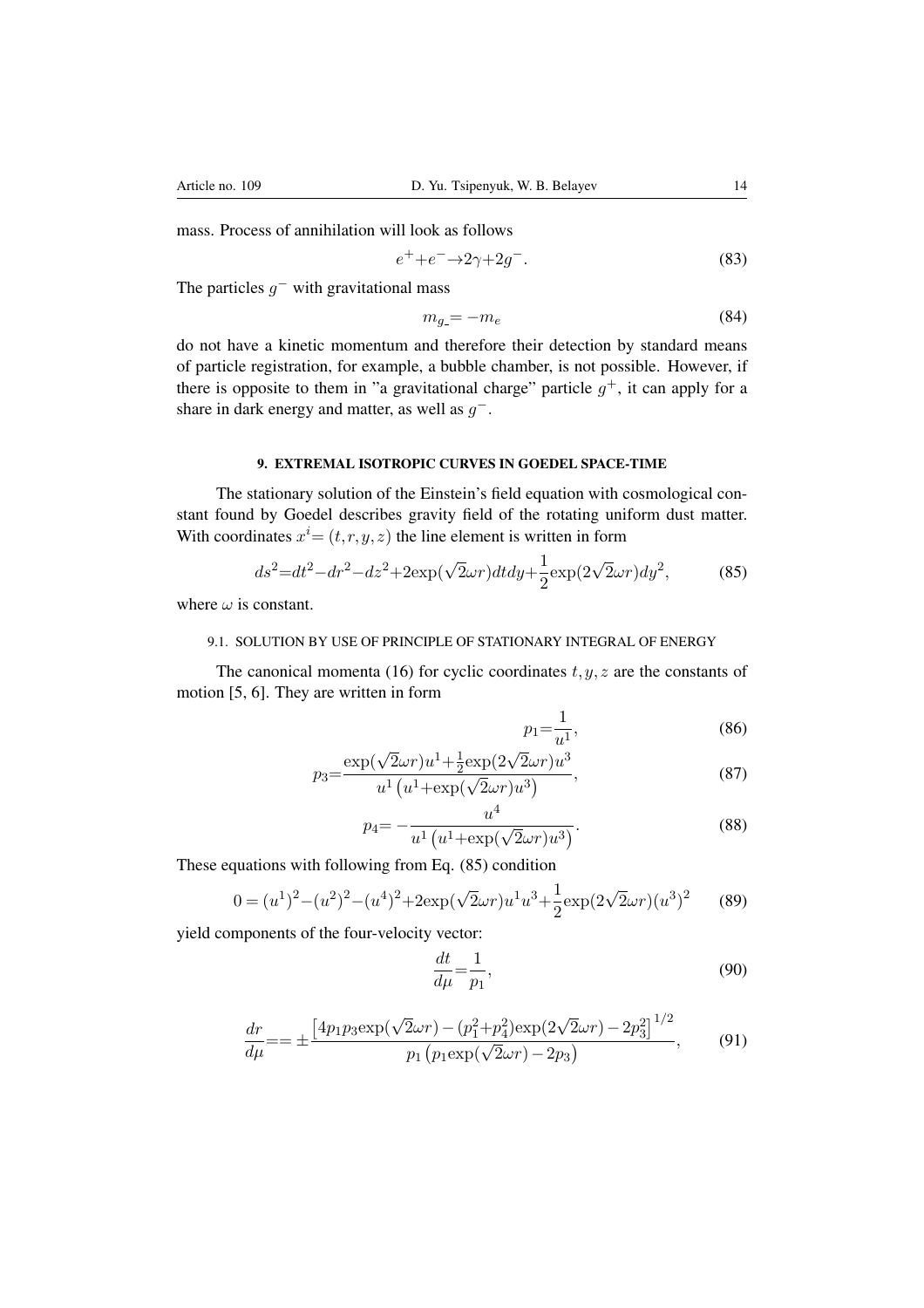mass. Process of annihilation will look as follows

$$e^{+}+e^{-}\rightarrow 2\gamma+2g^{-}. \tag{83}$$

The particles $g^{-}$ with gravitational mass

$$m_{g\_}=-m_{e} \tag{84}$$

do not have a kinetic momentum and therefore their detection by standard means of particle registration, for example, a bubble chamber, is not possible. However, if there is opposite to them in "a gravitational charge" particle $g^{+}$, it can apply for a share in dark energy and matter, as well as $g^{-}$.

## 9. EXTREMAL ISOTROPIC CURVES IN GOEDEL SPACE-TIME

The stationary solution of the Einstein's field equation with cosmological constant found by Goedel describes gravity field of the rotating uniform dust matter. With coordinates $x^{i}=(t,r,y,z)$ the line element is written in form

$$ds^{2}=dt^{2}-dr^{2}-dz^{2}+2\exp(\sqrt{2}\omega r)dtdy+\frac{1}{2}\exp(2\sqrt{2}\omega r)dy^{2}, \tag{85}$$

where $\omega$ is constant.

### 9.1. SOLUTION BY USE OF PRINCIPLE OF STATIONARY INTEGRAL OF ENERGY

The canonical momenta (16) for cyclic coordinates $t,y,z$ are the constants of motion [5, 6]. They are written in form

$$p_{1}=\frac{1}{u^{1}}, \tag{86}$$

$$p_{3}=\frac{\exp(\sqrt{2}\omega r)u^{1}+\frac{1}{2}\exp(2\sqrt{2}\omega r)u^{3}}{u^{1}\left(u^{1}+\exp(\sqrt{2}\omega r)u^{3}\right)}, \tag{87}$$

$$p_{4}=-\frac{u^{4}}{u^{1}\left(u^{1}+\exp(\sqrt{2}\omega r)u^{3}\right)}. \tag{88}$$

These equations with following from Eq. (85) condition

$$0=(u^{1})^{2}-(u^{2})^{2}-(u^{4})^{2}+2\exp(\sqrt{2}\omega r)u^{1}u^{3}+\frac{1}{2}\exp(2\sqrt{2}\omega r)(u^{3})^{2} \tag{89}$$

yield components of the four-velocity vector:

$$\frac{dt}{d\mu}=\frac{1}{p_{1}}, \tag{90}$$

$$\frac{dr}{d\mu}==\pm\frac{\left[4p_{1}p_{3}\exp(\sqrt{2}\omega r)-(p_{1}^{2}+p_{4}^{2})\exp(2\sqrt{2}\omega r)-2p_{3}^{2}\right]^{1/2}}{p_{1}\left(p_{1}\exp(\sqrt{2}\omega r)-2p_{3}\right)}, \tag{91}$$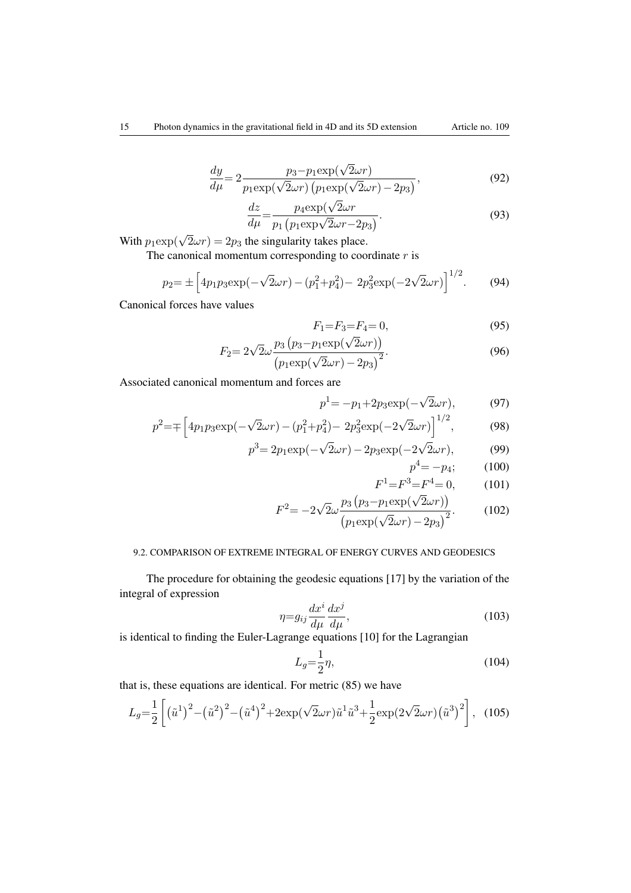$$\frac{dy}{d\mu}= 2\frac{p_3-p_1\exp(\sqrt{2}\omega r)}{p_1\exp(\sqrt{2}\omega r)\left(p_1\exp(\sqrt{2}\omega r)-2p_3\right)}, \tag{92}$$

$$\frac{dz}{d\mu}=\frac{p_4\exp(\sqrt{2}\omega r}{p_1\left(p_1\exp\sqrt{2}\omega r-2p_3\right)}. \tag{93}$$

With $p_1\exp(\sqrt{2}\omega r) = 2p_3$ the singularity takes place.

The canonical momentum corresponding to coordinate $r$ is

$$p_2= \pm\left[4p_1p_3\exp(-\sqrt{2}\omega r)-(p_1^2+p_4^2)- 2p_3^2\exp(-2\sqrt{2}\omega r)\right]^{1/2}. \tag{94}$$

Canonical forces have values

$$F_1=F_3=F_4= 0, \tag{95}$$

$$F_2= 2\sqrt{2}\omega\frac{p_3\left(p_3-p_1\exp(\sqrt{2}\omega r)\right)}{\left(p_1\exp(\sqrt{2}\omega r)-2p_3\right)^2}. \tag{96}$$

Associated canonical momentum and forces are

$$p^1= -p_1+2p_3\exp(-\sqrt{2}\omega r), \tag{97}$$

$$p^2=\mp\left[4p_1p_3\exp(-\sqrt{2}\omega r)-(p_1^2+p_4^2)- 2p_3^2\exp(-2\sqrt{2}\omega r)\right]^{1/2}, \tag{98}$$

$$p^3= 2p_1\exp(-\sqrt{2}\omega r)-2p_3\exp(-2\sqrt{2}\omega r), \tag{99}$$

$$p^4= -p_4; \tag{100}$$

$$F^1=F^3=F^4= 0, \tag{101}$$

$$F^2= -2\sqrt{2}\omega\frac{p_3\left(p_3-p_1\exp(\sqrt{2}\omega r)\right)}{\left(p_1\exp(\sqrt{2}\omega r)-2p_3\right)^2}. \tag{102}$$

### 9.2. COMPARISON OF EXTREME INTEGRAL OF ENERGY CURVES AND GEODESICS

The procedure for obtaining the geodesic equations [17] by the variation of the integral of expression

$$\eta=g_{ij}\frac{dx^i}{d\mu}\frac{dx^j}{d\mu}, \tag{103}$$

is identical to finding the Euler-Lagrange equations [10] for the Lagrangian

$$L_g=\frac{1}{2}\eta, \tag{104}$$

that is, these equations are identical. For metric (85) we have

$$L_g=\frac{1}{2}\left[\left(\tilde{u}^1\right)^2-\left(\tilde{u}^2\right)^2-\left(\tilde{u}^4\right)^2+2\exp(\sqrt{2}\omega r)\tilde{u}^1\tilde{u}^3+\frac{1}{2}\exp(2\sqrt{2}\omega r)\left(\tilde{u}^3\right)^2\right], \tag{105}$$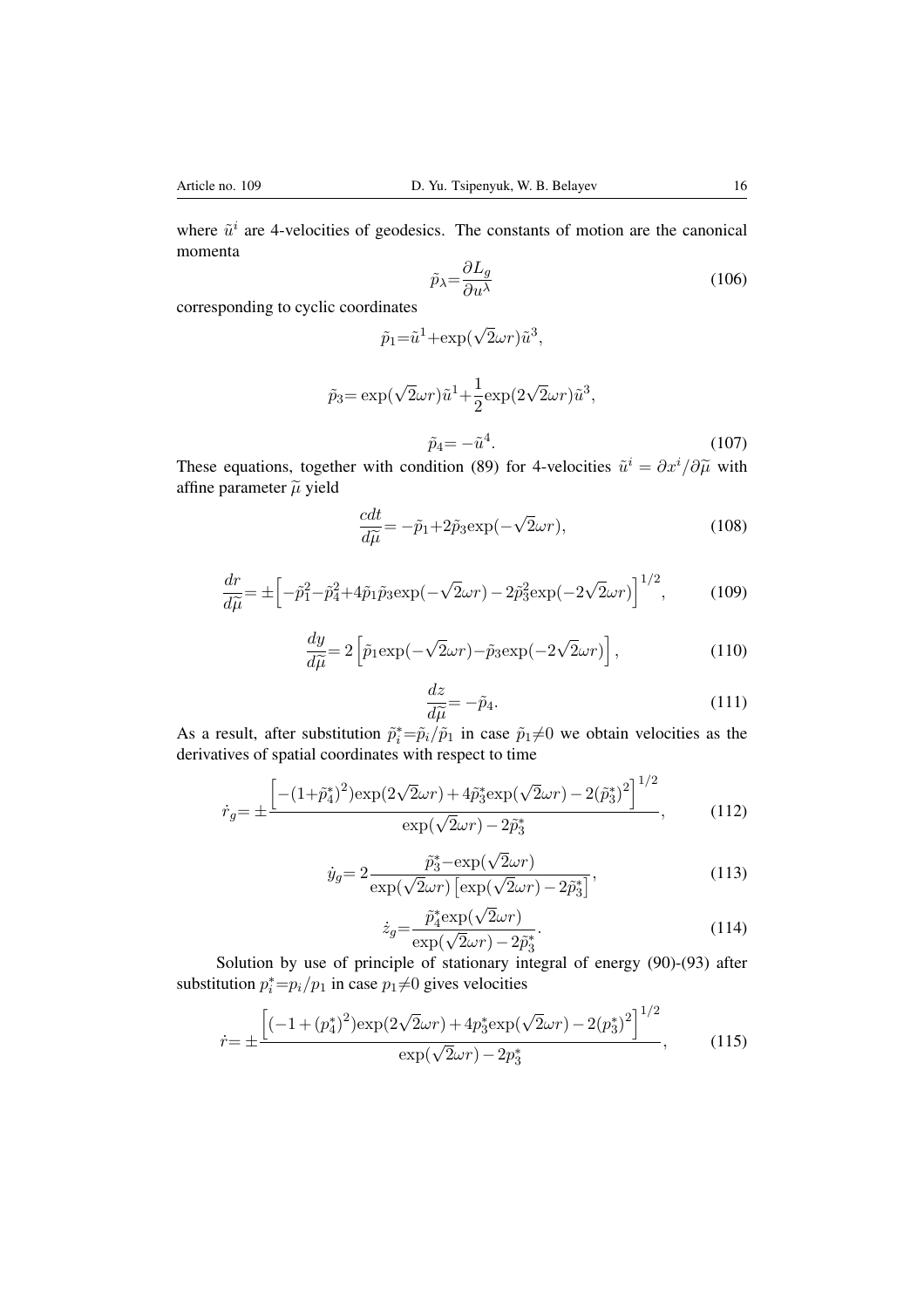where $\tilde{u}^i$ are 4-velocities of geodesics. The constants of motion are the canonical momenta

$$\tilde{p}_\lambda = \frac{\partial L_g}{\partial u^\lambda} \tag{106}$$

corresponding to cyclic coordinates

$$\tilde{p}_1 = \tilde{u}^1 + \exp(\sqrt{2}\omega r)\tilde{u}^3,$$

$$\tilde{p}_3 = \exp(\sqrt{2}\omega r)\tilde{u}^1 + \frac{1}{2}\exp(2\sqrt{2}\omega r)\tilde{u}^3,$$

$$\tilde{p}_4 = -\tilde{u}^4. \tag{107}$$

These equations, together with condition (89) for 4-velocities $\tilde{u}^i = \partial x^i/\partial\widetilde{\mu}$ with affine parameter $\widetilde{\mu}$ yield

$$\frac{cdt}{d\widetilde{\mu}} = -\tilde{p}_1 + 2\tilde{p}_3\exp(-\sqrt{2}\omega r), \tag{108}$$

$$\frac{dr}{d\widetilde{\mu}} = \pm\Big[-\tilde{p}_1^2 - \tilde{p}_4^2 + 4\tilde{p}_1\tilde{p}_3\exp(-\sqrt{2}\omega r) - 2\tilde{p}_3^2\exp(-2\sqrt{2}\omega r)\Big]^{1/2}, \tag{109}$$

$$\frac{dy}{d\widetilde{\mu}} = 2\left[\tilde{p}_1\exp(-\sqrt{2}\omega r) - \tilde{p}_3\exp(-2\sqrt{2}\omega r)\right], \tag{110}$$

$$\frac{dz}{d\widetilde{\mu}} = -\tilde{p}_4. \tag{111}$$

As a result, after substitution $\tilde{p}_i^* = \tilde{p}_i/\tilde{p}_1$ in case $\tilde{p}_1 \neq 0$ we obtain velocities as the derivatives of spatial coordinates with respect to time

$$\dot{r}_g = \pm\frac{\Big[-(1+\tilde{p}_4^*)^2)\exp(2\sqrt{2}\omega r) + 4\tilde{p}_3^*\exp(\sqrt{2}\omega r) - 2(\tilde{p}_3^*)^2\Big]^{1/2}}{\exp(\sqrt{2}\omega r) - 2\tilde{p}_3^*}, \tag{112}$$

$$\dot{y}_g = 2\frac{\tilde{p}_3^* - \exp(\sqrt{2}\omega r)}{\exp(\sqrt{2}\omega r)\left[\exp(\sqrt{2}\omega r) - 2\tilde{p}_3^*\right]}, \tag{113}$$

$$\dot{z}_g = \frac{\tilde{p}_4^*\exp(\sqrt{2}\omega r)}{\exp(\sqrt{2}\omega r) - 2\tilde{p}_3^*}. \tag{114}$$

Solution by use of principle of stationary integral of energy (90)-(93) after substitution $p_i^* = p_i/p_1$ in case $p_1 \neq 0$ gives velocities

$$\dot{r} = \pm\frac{\Big[(-1+(p_4^*)^2)\exp(2\sqrt{2}\omega r) + 4p_3^*\exp(\sqrt{2}\omega r) - 2(p_3^*)^2\Big]^{1/2}}{\exp(\sqrt{2}\omega r) - 2p_3^*}, \tag{115}$$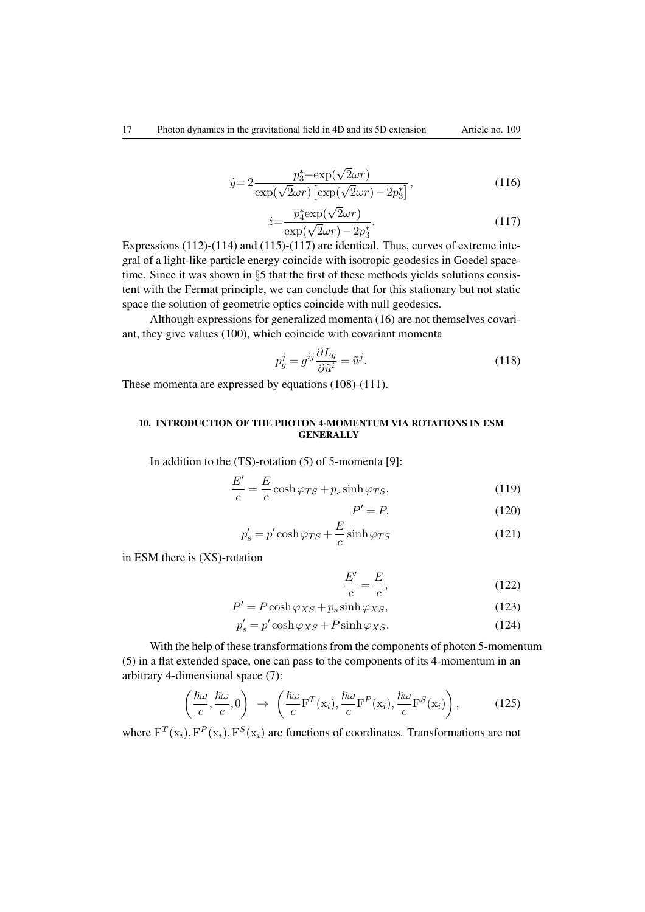$$\dot{y} = 2\frac{p_3^* - \exp(\sqrt{2}\omega r)}{\exp(\sqrt{2}\omega r)\left[\exp(\sqrt{2}\omega r) - 2p_3^*\right]}, \tag{116}$$

$$\dot{z} = \frac{p_4^* \exp(\sqrt{2}\omega r)}{\exp(\sqrt{2}\omega r) - 2p_3^*}. \tag{117}$$

Expressions (112)-(114) and (115)-(117) are identical. Thus, curves of extreme integral of a light-like particle energy coincide with isotropic geodesics in Goedel spacetime. Since it was shown in §5 that the first of these methods yields solutions consistent with the Fermat principle, we can conclude that for this stationary but not static space the solution of geometric optics coincide with null geodesics.

Although expressions for generalized momenta (16) are not themselves covariant, they give values (100), which coincide with covariant momenta

$$p_g^j = g^{ij}\frac{\partial L_g}{\partial \tilde{u}^i} = \tilde{u}^j. \tag{118}$$

These momenta are expressed by equations (108)-(111).

## 10. INTRODUCTION OF THE PHOTON 4-MOMENTUM VIA ROTATIONS IN ESM GENERALLY

In addition to the (TS)-rotation (5) of 5-momenta [9]:

$$\frac{E'}{c} = \frac{E}{c}\cosh\varphi_{TS} + p_s \sinh\varphi_{TS}, \tag{119}$$

$$P' = P, \tag{120}$$

$$p_s' = p'\cosh\varphi_{TS} + \frac{E}{c}\sinh\varphi_{TS} \tag{121}$$

in ESM there is (XS)-rotation

$$\frac{E'}{c} = \frac{E}{c}, \tag{122}$$

$$P' = P\cosh\varphi_{XS} + p_s \sinh\varphi_{XS}, \tag{123}$$

$$p_s' = p'\cosh\varphi_{XS} + P\sinh\varphi_{XS}. \tag{124}$$

With the help of these transformations from the components of photon 5-momentum (5) in a flat extended space, one can pass to the components of its 4-momentum in an arbitrary 4-dimensional space (7):

$$\left(\frac{\hbar\omega}{c}, \frac{\hbar\omega}{c}, 0\right) \;\rightarrow\; \left(\frac{\hbar\omega}{c}\mathrm{F}^T(\mathrm{x}_i), \frac{\hbar\omega}{c}\mathrm{F}^P(\mathrm{x}_i), \frac{\hbar\omega}{c}\mathrm{F}^S(\mathrm{x}_i)\right), \tag{125}$$

where $\mathrm{F}^T(\mathrm{x}_i), \mathrm{F}^P(\mathrm{x}_i), \mathrm{F}^S(\mathrm{x}_i)$ are functions of coordinates. Transformations are not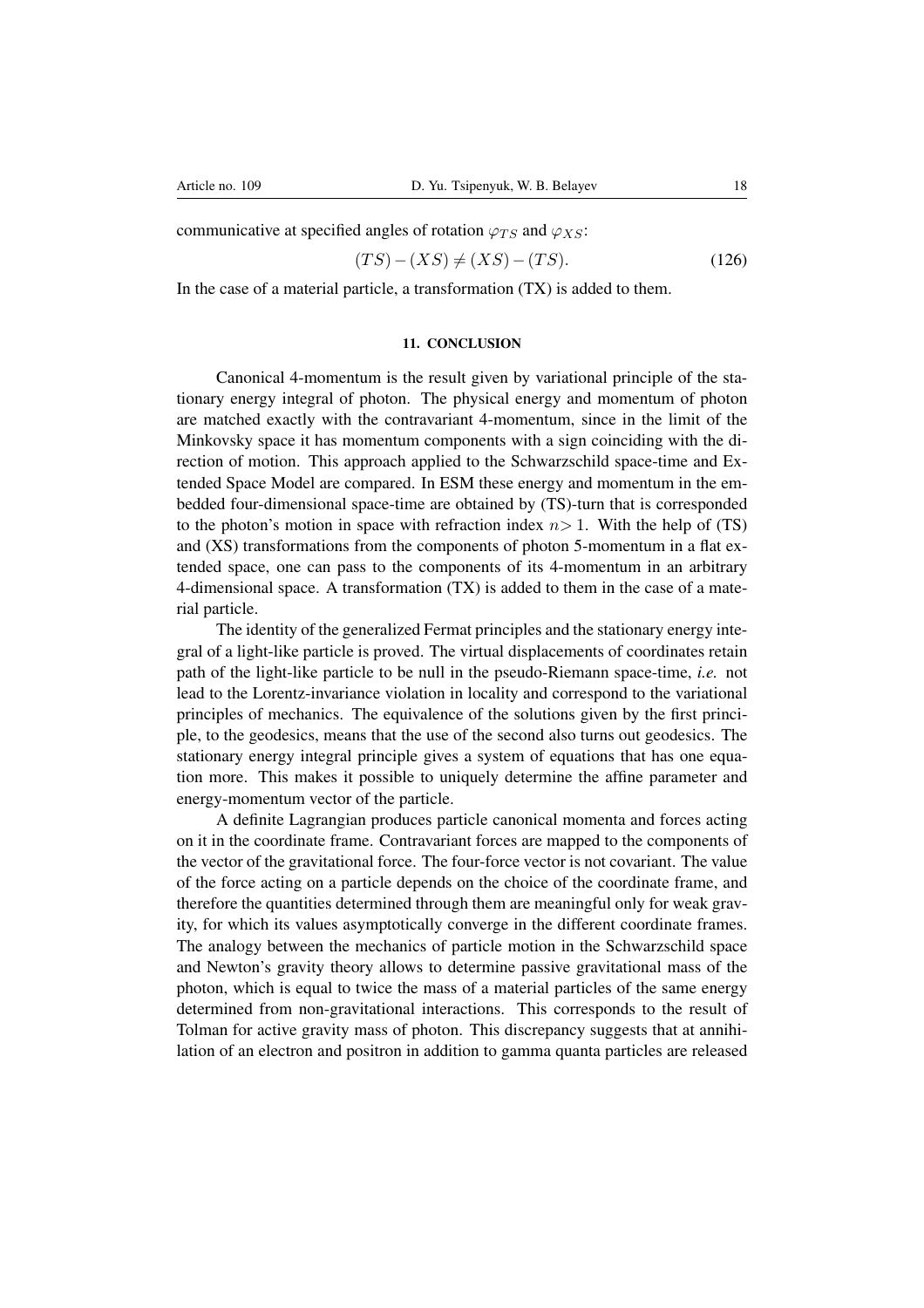communicative at specified angles of rotation $\varphi_{TS}$ and $\varphi_{XS}$:

$$(TS)-(XS) \neq (XS)-(TS). \tag{126}$$

In the case of a material particle, a transformation (TX) is added to them.

## 11. CONCLUSION

Canonical 4-momentum is the result given by variational principle of the stationary energy integral of photon. The physical energy and momentum of photon are matched exactly with the contravariant 4-momentum, since in the limit of the Minkovsky space it has momentum components with a sign coinciding with the direction of motion. This approach applied to the Schwarzschild space-time and Extended Space Model are compared. In ESM these energy and momentum in the embedded four-dimensional space-time are obtained by (TS)-turn that is corresponded to the photon's motion in space with refraction index $n > 1$. With the help of (TS) and (XS) transformations from the components of photon 5-momentum in a flat extended space, one can pass to the components of its 4-momentum in an arbitrary 4-dimensional space. A transformation (TX) is added to them in the case of a material particle.

The identity of the generalized Fermat principles and the stationary energy integral of a light-like particle is proved. The virtual displacements of coordinates retain path of the light-like particle to be null in the pseudo-Riemann space-time, *i.e.* not lead to the Lorentz-invariance violation in locality and correspond to the variational principles of mechanics. The equivalence of the solutions given by the first principle, to the geodesics, means that the use of the second also turns out geodesics. The stationary energy integral principle gives a system of equations that has one equation more. This makes it possible to uniquely determine the affine parameter and energy-momentum vector of the particle.

A definite Lagrangian produces particle canonical momenta and forces acting on it in the coordinate frame. Contravariant forces are mapped to the components of the vector of the gravitational force. The four-force vector is not covariant. The value of the force acting on a particle depends on the choice of the coordinate frame, and therefore the quantities determined through them are meaningful only for weak gravity, for which its values asymptotically converge in the different coordinate frames. The analogy between the mechanics of particle motion in the Schwarzschild space and Newton's gravity theory allows to determine passive gravitational mass of the photon, which is equal to twice the mass of a material particles of the same energy determined from non-gravitational interactions. This corresponds to the result of Tolman for active gravity mass of photon. This discrepancy suggests that at annihilation of an electron and positron in addition to gamma quanta particles are released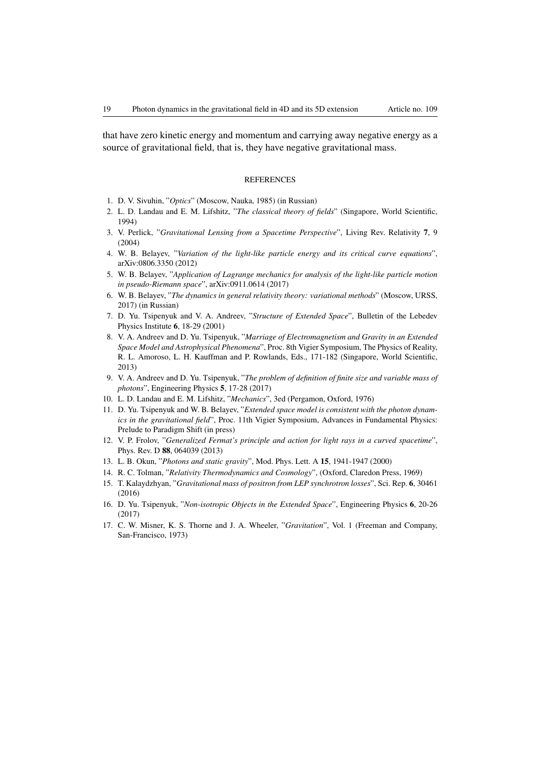that have zero kinetic energy and momentum and carrying away negative energy as a source of gravitational field, that is, they have negative gravitational mass.

## REFERENCES

1. D. V. Sivuhin, "*Optics*" (Moscow, Nauka, 1985) (in Russian)
2. L. D. Landau and E. M. Lifshitz, "*The classical theory of fields*" (Singapore, World Scientific, 1994)
3. V. Perlick, "*Gravitational Lensing from a Spacetime Perspective*", Living Rev. Relativity **7**, 9 (2004)
4. W. B. Belayev, "*Variation of the light-like particle energy and its critical curve equations*", arXiv:0806.3350 (2012)
5. W. B. Belayev, "*Application of Lagrange mechanics for analysis of the light-like particle motion in pseudo-Riemann space*", arXiv:0911.0614 (2017)
6. W. B. Belayev, "*The dynamics in general relativity theory: variational methods*" (Moscow, URSS, 2017) (in Russian)
7. D. Yu. Tsipenyuk and V. A. Andreev, "*Structure of Extended Space*", Bulletin of the Lebedev Physics Institute **6**, 18-29 (2001)
8. V. A. Andreev and D. Yu. Tsipenyuk, "*Marriage of Electromagnetism and Gravity in an Extended Space Model and Astrophysical Phenomena*", Proc. 8th Vigier Symposium, The Physics of Reality, R. L. Amoroso, L. H. Kauffman and P. Rowlands, Eds., 171-182 (Singapore, World Scientific, 2013)
9. V. A. Andreev and D. Yu. Tsipenyuk, "*The problem of definition of finite size and variable mass of photons*", Engineering Physics **5**, 17-28 (2017)
10. L. D. Landau and E. M. Lifshitz, "*Mechanics*", 3ed (Pergamon, Oxford, 1976)
11. D. Yu. Tsipenyuk and W. B. Belayev, "*Extended space model is consistent with the photon dynamics in the gravitational field*", Proc. 11th Vigier Symposium, Advances in Fundamental Physics: Prelude to Paradigm Shift (in press)
12. V. P. Frolov, "*Generalized Fermat's principle and action for light rays in a curved spacetime*", Phys. Rev. D **88**, 064039 (2013)
13. L. B. Okun, "*Photons and static gravity*", Mod. Phys. Lett. A **15**, 1941-1947 (2000)
14. R. C. Tolman, "*Relativity Thermodynamics and Cosmology*", (Oxford, Claredon Press, 1969)
15. T. Kalaydzhyan, "*Gravitational mass of positron from LEP synchrotron losses*", Sci. Rep. **6**, 30461 (2016)
16. D. Yu. Tsipenyuk, "*Non-isotropic Objects in the Extended Space*", Engineering Physics **6**, 20-26 (2017)
17. C. W. Misner, K. S. Thorne and J. A. Wheeler, "*Gravitation*", Vol. 1 (Freeman and Company, San-Francisco, 1973)